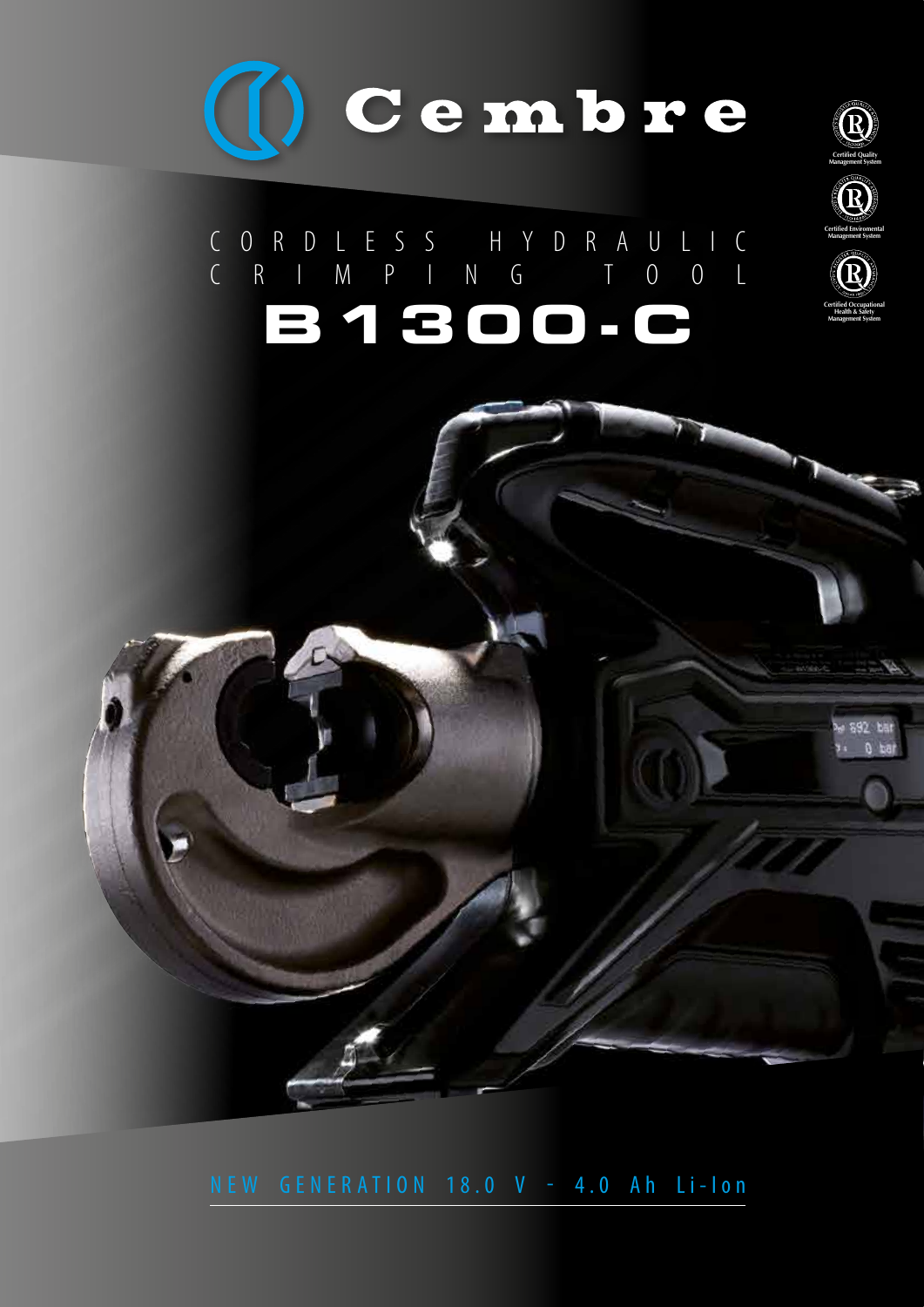# Cembre

Certified Quality Management System

Certified Enviromental Management System

Certified Occupational Health & Safety Management System

## CORDLESS HYDRAULIC CRIMPING TOOL

# B1300-C

NEW GENERATION 18.0 V - 4.0 Ah Li-Ion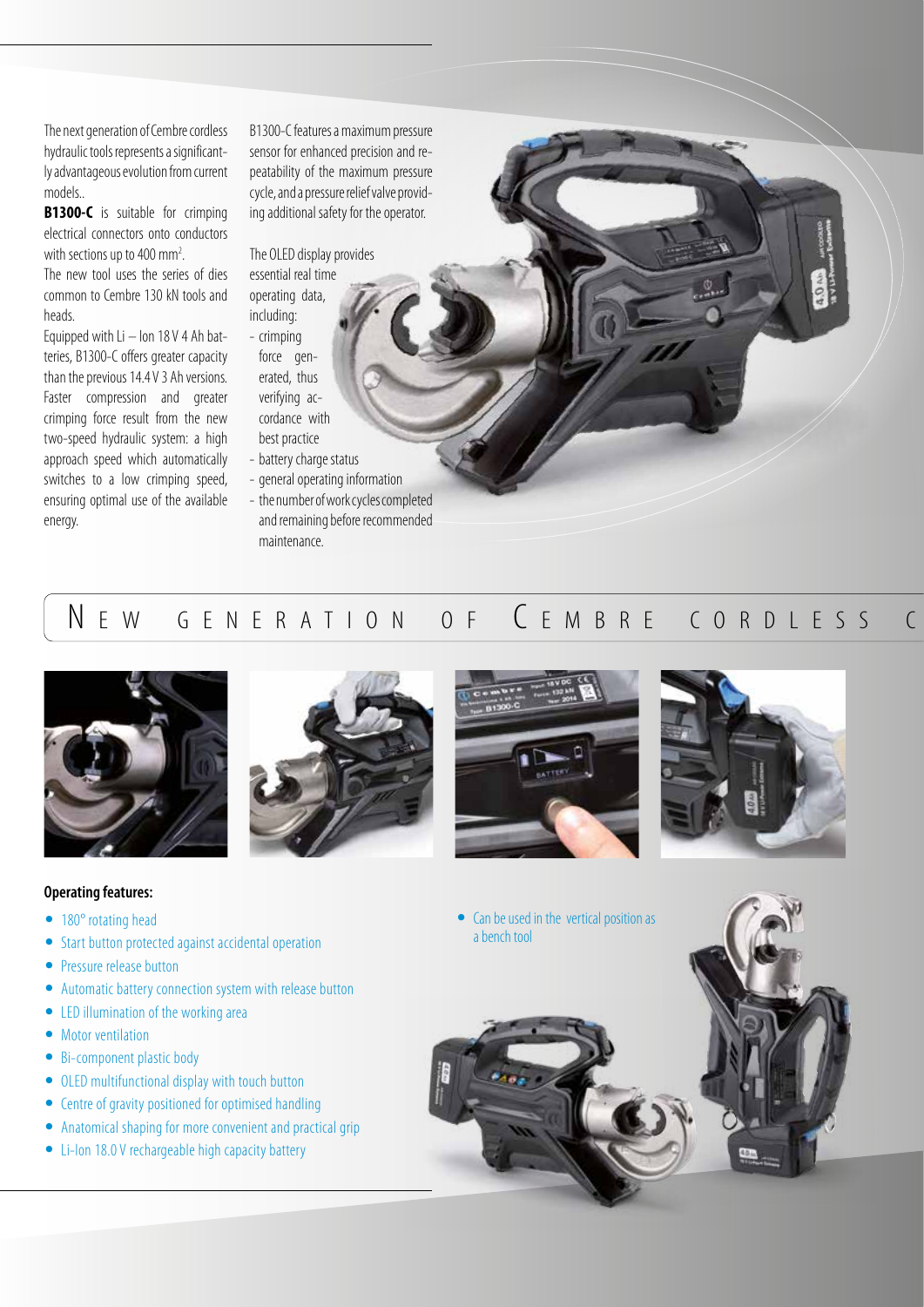The next generation of Cembre cordless hydraulic tools represents a significantly advantageous evolution from current models..

**B1300-C** is suitable for crimping electrical connectors onto conductors with sections up to 400 mm$^2$.

The new tool uses the series of dies common to Cembre 130 kN tools and heads.

Equipped with Li – Ion 18 V 4 Ah batteries, B1300-C offers greater capacity than the previous 14.4 V 3 Ah versions. Faster compression and greater crimping force result from the new two-speed hydraulic system: a high approach speed which automatically switches to a low crimping speed, ensuring optimal use of the available energy.

B1300-C features a maximum pressure sensor for enhanced precision and repeatability of the maximum pressure cycle, and a pressure relief valve providing additional safety for the operator.

The OLED display provides essential real time operating data, including:

- crimping force generated, thus verifying accordance with best practice
- battery charge status
- general operating information
- the number of work cycles completed and remaining before recommended maintenance.

# New generation of Cembre cordless c

**Operating features:**

- 180° rotating head
- Start button protected against accidental operation
- Pressure release button
- Automatic battery connection system with release button
- LED illumination of the working area
- Motor ventilation
- Bi-component plastic body
- OLED multifunctional display with touch button
- Centre of gravity positioned for optimised handling
- Anatomical shaping for more convenient and practical grip
- Li-Ion 18.0 V rechargeable high capacity battery
- Can be used in the vertical position as a bench tool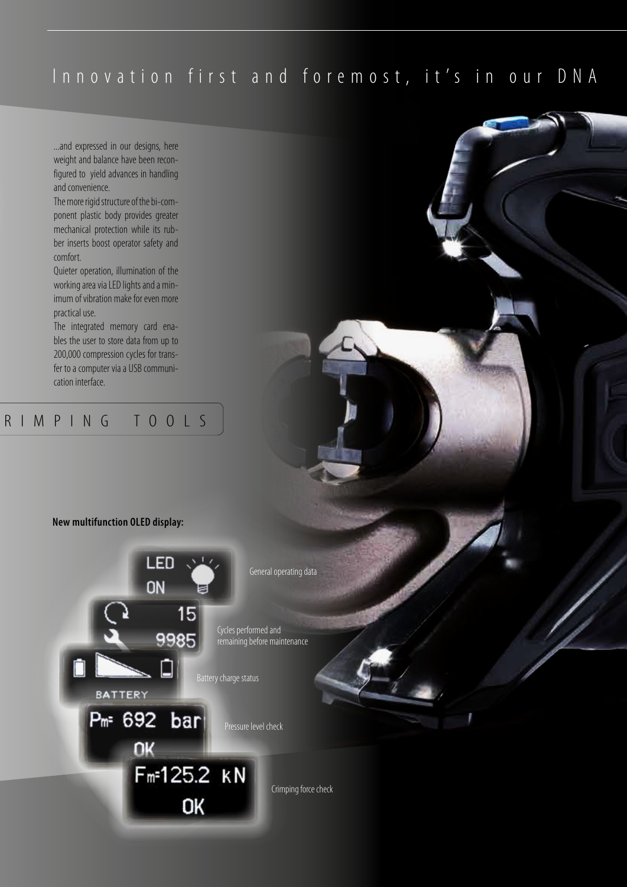# Innovation first and foremost, it's in our DNA

...and expressed in our designs, here weight and balance have been reconfigured to yield advances in handling and convenience.

The more rigid structure of the bi-component plastic body provides greater mechanical protection while its rubber inserts boost operator safety and comfort.

Quieter operation, illumination of the working area via LED lights and a minimum of vibration make for even more practical use.

The integrated memory card enables the user to store data from up to 200,000 compression cycles for transfer to a computer via a USB communication interface.

RIMPING TOOLS

**New multifunction OLED display:**

LED ON — General operating data

15 / 9985 — Cycles performed and remaining before maintenance

BATTERY — Battery charge status

Pm= 692 bar OK — Pressure level check

Fm=125.2 kN OK — Crimping force check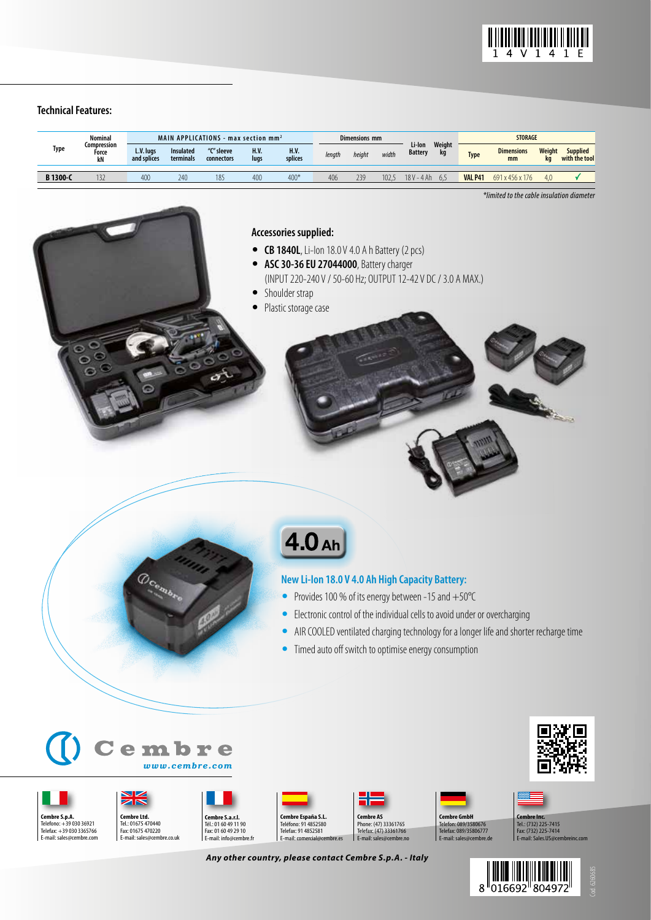## Technical Features:

| Type | Nominal Compression Force kN | MAIN APPLICATIONS - max section mm² | | | | | Dimensions mm | | | Li-Ion Battery | Weight kg | STORAGE | | | |
|---|---|---|---|---|---|---|---|---|---|---|---|---|---|---|---|
| | | L.V. lugs and splices | Insulated terminals | "C" sleeve connectors | H.V. lugs | H.V. splices | length | height | width | | | Type | Dimensions mm | Weight kg | Supplied with the tool |
| **B 1300-C** | 132 | 400 | 240 | 185 | 400 | 400* | 406 | 239 | 102,5 | 18 V - 4 Ah | 6,5 | **VAL P41** | 691 x 456 x 176 | 4,0 | ✓ |

*\*limited to the cable insulation diameter*

## Accessories supplied:

- **CB 1840L**, Li-Ion 18.0 V 4.0 A h Battery (2 pcs)
- **ASC 30-36 EU 27044000**, Battery charger (INPUT 220-240 V / 50-60 Hz; OUTPUT 12-42 V DC / 3.0 A MAX.)
- Shoulder strap
- Plastic storage case

4.0 Ah

## New Li-Ion 18.0 V 4.0 Ah High Capacity Battery:

- Provides 100 % of its energy between -15 and +50°C
- Electronic control of the individual cells to avoid under or overcharging
- AIR COOLED ventilated charging technology for a longer life and shorter recharge time
- Timed auto off switch to optimise energy consumption

Cembre
www.cembre.com

**Cembre S.p.A.**
Telefono: +39 030 36921
Telefax: +39 030 3365766
E-mail: sales@cembre.com

**Cembre Ltd.**
Tel.: 01675 470440
Fax: 01675 470220
E-mail: sales@cembre.co.uk

**Cembre S.a.r.l.**
Tél.: 01 60 49 11 90
Fax: 01 60 49 29 10
E-mail: info@cembre.fr

**Cembre España S.L.**
Teléfono: 91 4852580
Telefax: 91 4852581
E-mail: comercial@cembre.es

**Cembre AS**
Phone: (47) 33361765
Telefax: (47) 33361766
E-mail: sales@cembre.no

**Cembre GmbH**
Telefon: 089/3580676
Telefax: 089/35806777
E-mail: sales@cembre.de

**Cembre Inc.**
Tel.: (732) 225-7415
Fax: (732) 225-7414
E-mail: Sales.US@cembreinc.com

***Any other country, please contact Cembre S.p.A. - Italy***

Cod. 6260685